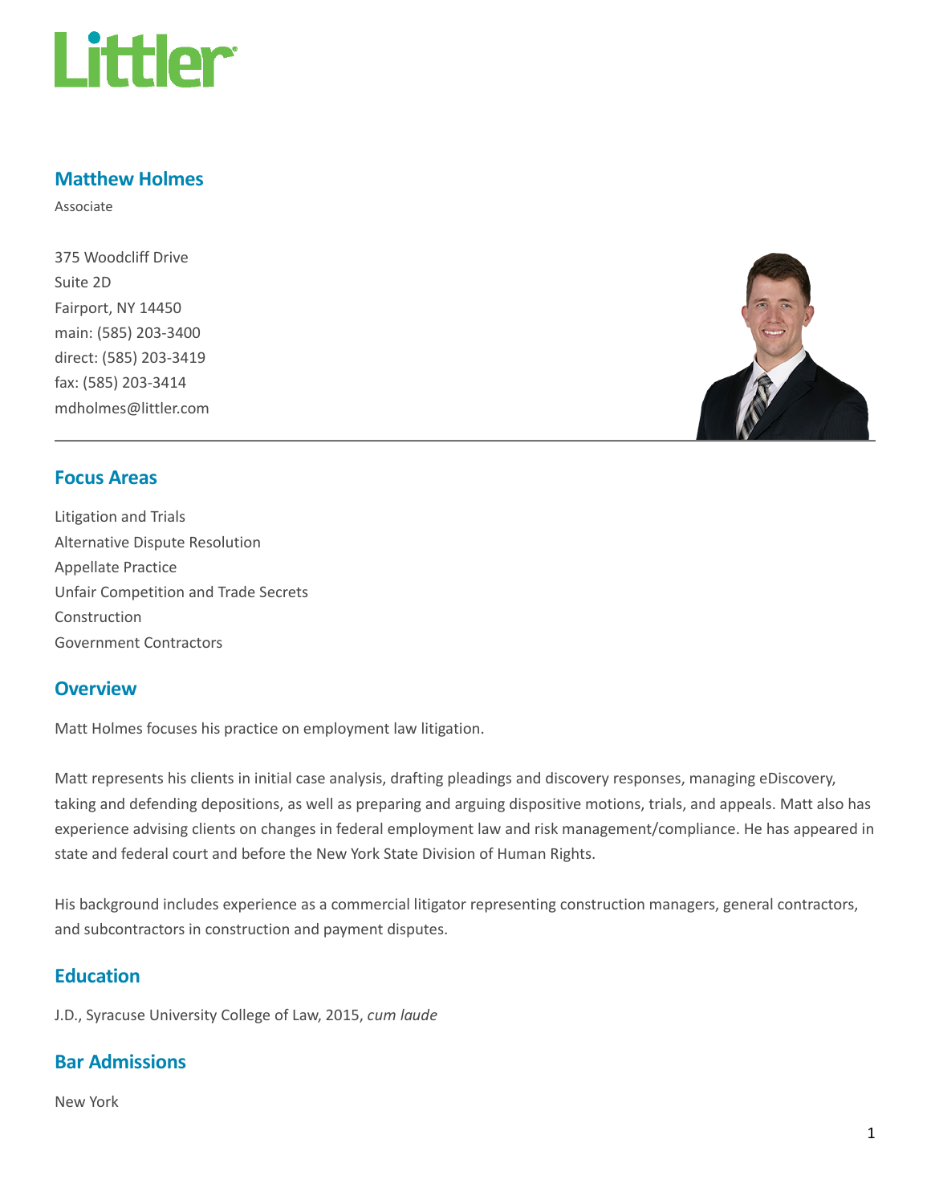Littler

## Matthew Holmes

Associate

375 Woodcliff Drive
Suite 2D
Fairport, NY 14450
main: (585) 203-3400
direct: (585) 203-3419
fax: (585) 203-3414
mdholmes@littler.com

## Focus Areas

Litigation and Trials
Alternative Dispute Resolution
Appellate Practice
Unfair Competition and Trade Secrets
Construction
Government Contractors

## Overview

Matt Holmes focuses his practice on employment law litigation.

Matt represents his clients in initial case analysis, drafting pleadings and discovery responses, managing eDiscovery, taking and defending depositions, as well as preparing and arguing dispositive motions, trials, and appeals. Matt also has experience advising clients on changes in federal employment law and risk management/compliance. He has appeared in state and federal court and before the New York State Division of Human Rights.

His background includes experience as a commercial litigator representing construction managers, general contractors, and subcontractors in construction and payment disputes.

## Education

J.D., Syracuse University College of Law, 2015, *cum laude*

## Bar Admissions

New York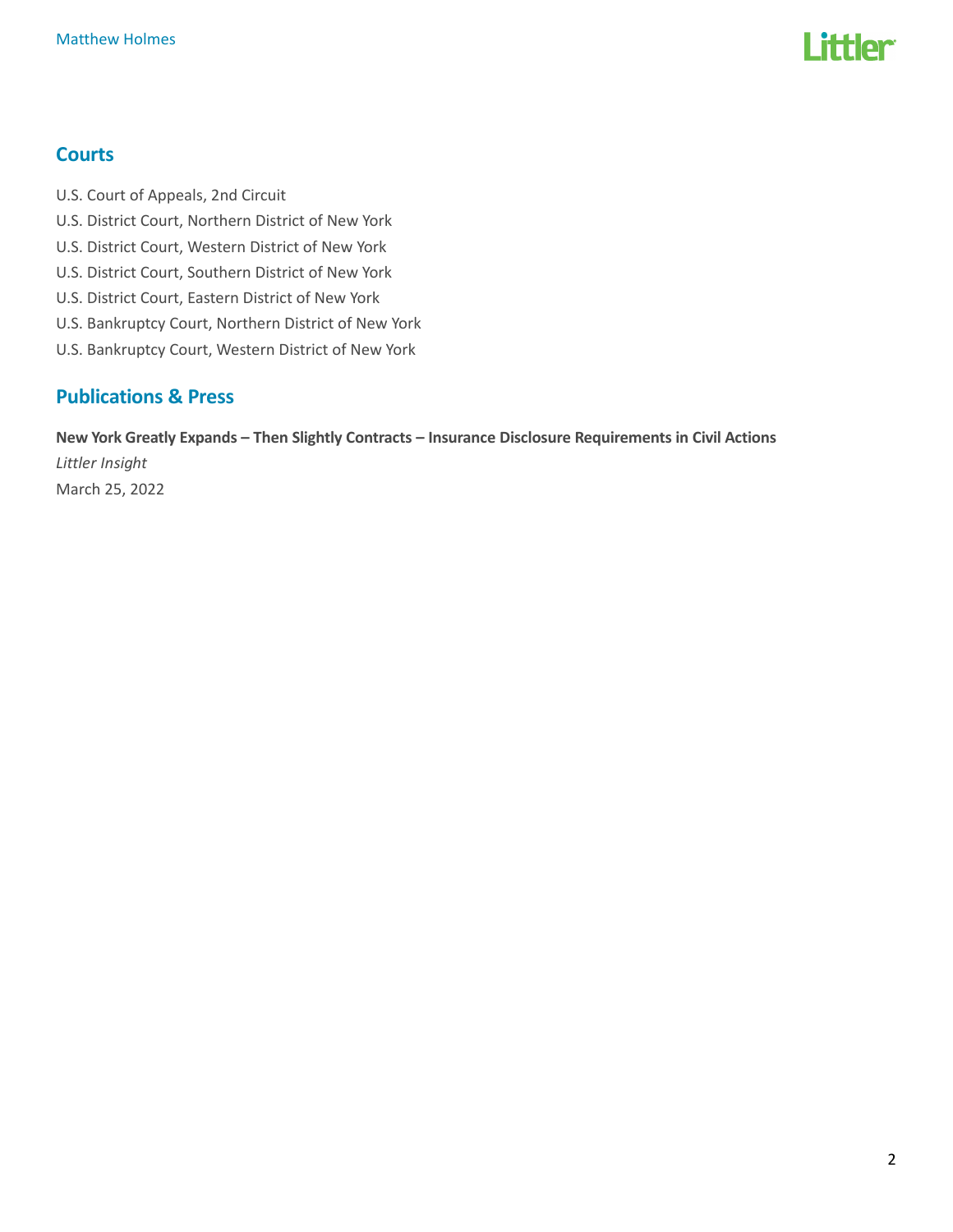## Courts

U.S. Court of Appeals, 2nd Circuit
U.S. District Court, Northern District of New York
U.S. District Court, Western District of New York
U.S. District Court, Southern District of New York
U.S. District Court, Eastern District of New York
U.S. Bankruptcy Court, Northern District of New York
U.S. Bankruptcy Court, Western District of New York

## Publications & Press

**New York Greatly Expands – Then Slightly Contracts – Insurance Disclosure Requirements in Civil Actions**
*Littler Insight*
March 25, 2022